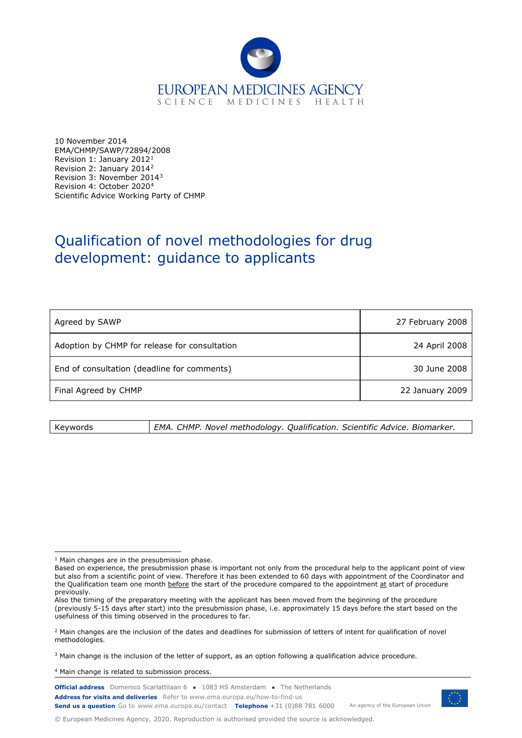EUROPEAN MEDICINES AGENCY
SCIENCE MEDICINES HEALTH

10 November 2014
EMA/CHMP/SAWP/72894/2008
Revision 1: January 2012[1]
Revision 2: January 2014[2]
Revision 3: November 2014[3]
Revision 4: October 2020[4]
Scientific Advice Working Party of CHMP

# Qualification of novel methodologies for drug development: guidance to applicants

| | |
|---|---|
| Agreed by SAWP | 27 February 2008 |
| Adoption by CHMP for release for consultation | 24 April 2008 |
| End of consultation (deadline for comments) | 30 June 2008 |
| Final Agreed by CHMP | 22 January 2009 |

| | |
|---|---|
| Keywords | *EMA. CHMP. Novel methodology. Qualification. Scientific Advice. Biomarker.* |

[1] Main changes are in the presubmission phase.
Based on experience, the presubmission phase is important not only from the procedural help to the applicant point of view but also from a scientific point of view. Therefore it has been extended to 60 days with appointment of the Coordinator and the Qualification team one month before the start of the procedure compared to the appointment at start of procedure previously.
Also the timing of the preparatory meeting with the applicant has been moved from the beginning of the procedure (previously 5-15 days after start) into the presubmission phase, i.e. approximately 15 days before the start based on the usefulness of this timing observed in the procedures to far.

[2] Main changes are the inclusion of the dates and deadlines for submission of letters of intent for qualification of novel methodologies.

[3] Main change is the inclusion of the letter of support, as an option following a qualification advice procedure.

[4] Main change is related to submission process.

**Official address** Domenico Scarlattilaan 6 ● 1083 HS Amsterdam ● The Netherlands
**Address for visits and deliveries** Refer to www.ema.europa.eu/how-to-find-us
**Send us a question** Go to www.ema.europa.eu/contact **Telephone** +31 (0)88 781 6000 An agency of the European Union

© European Medicines Agency, 2020. Reproduction is authorised provided the source is acknowledged.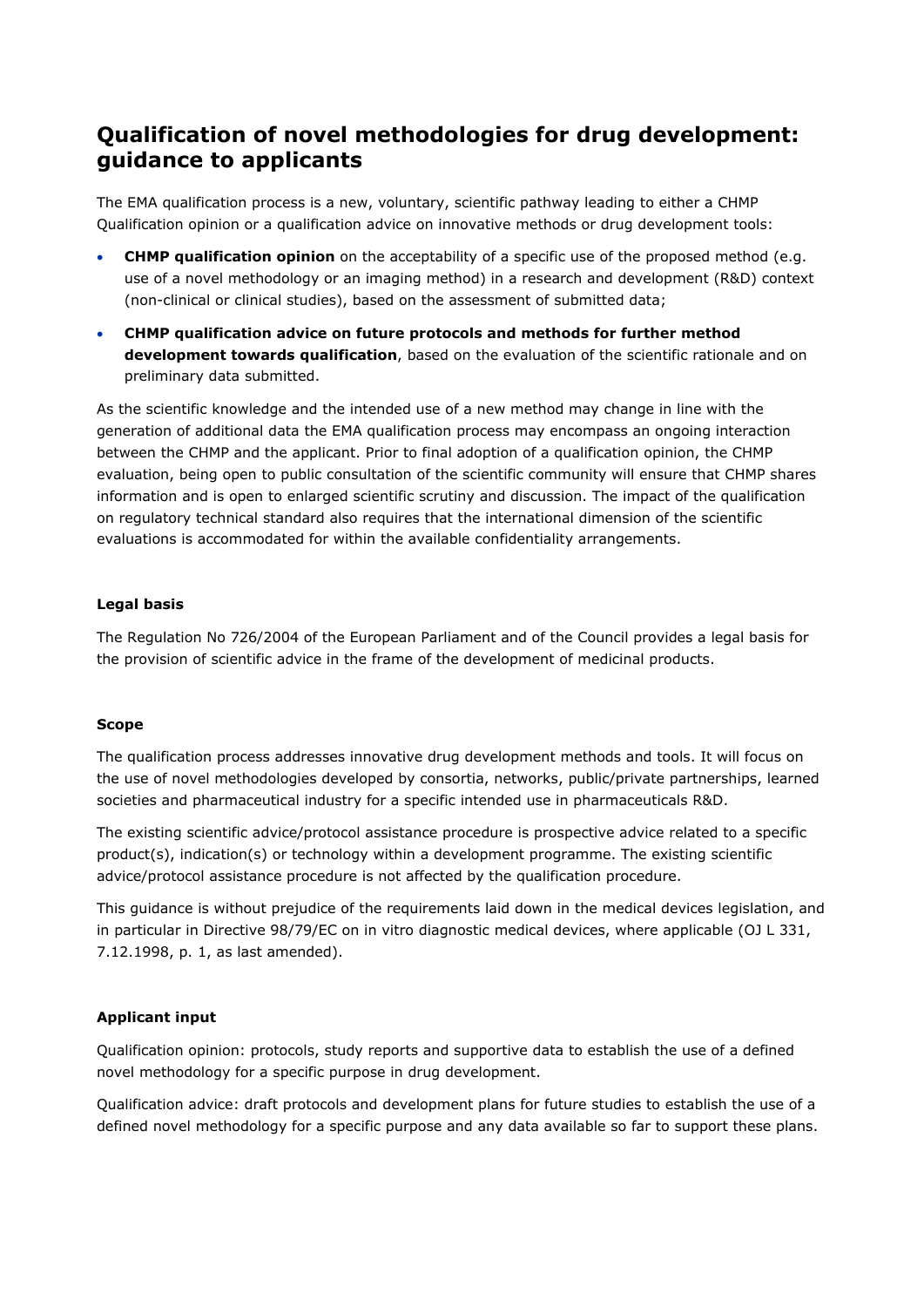# Qualification of novel methodologies for drug development: guidance to applicants

The EMA qualification process is a new, voluntary, scientific pathway leading to either a CHMP Qualification opinion or a qualification advice on innovative methods or drug development tools:

- **CHMP qualification opinion** on the acceptability of a specific use of the proposed method (e.g. use of a novel methodology or an imaging method) in a research and development (R&D) context (non-clinical or clinical studies), based on the assessment of submitted data;
- **CHMP qualification advice on future protocols and methods for further method development towards qualification**, based on the evaluation of the scientific rationale and on preliminary data submitted.

As the scientific knowledge and the intended use of a new method may change in line with the generation of additional data the EMA qualification process may encompass an ongoing interaction between the CHMP and the applicant. Prior to final adoption of a qualification opinion, the CHMP evaluation, being open to public consultation of the scientific community will ensure that CHMP shares information and is open to enlarged scientific scrutiny and discussion. The impact of the qualification on regulatory technical standard also requires that the international dimension of the scientific evaluations is accommodated for within the available confidentiality arrangements.

#### Legal basis

The Regulation No 726/2004 of the European Parliament and of the Council provides a legal basis for the provision of scientific advice in the frame of the development of medicinal products.

#### Scope

The qualification process addresses innovative drug development methods and tools. It will focus on the use of novel methodologies developed by consortia, networks, public/private partnerships, learned societies and pharmaceutical industry for a specific intended use in pharmaceuticals R&D.

The existing scientific advice/protocol assistance procedure is prospective advice related to a specific product(s), indication(s) or technology within a development programme. The existing scientific advice/protocol assistance procedure is not affected by the qualification procedure.

This guidance is without prejudice of the requirements laid down in the medical devices legislation, and in particular in Directive 98/79/EC on in vitro diagnostic medical devices, where applicable (OJ L 331, 7.12.1998, p. 1, as last amended).

#### Applicant input

Qualification opinion: protocols, study reports and supportive data to establish the use of a defined novel methodology for a specific purpose in drug development.

Qualification advice: draft protocols and development plans for future studies to establish the use of a defined novel methodology for a specific purpose and any data available so far to support these plans.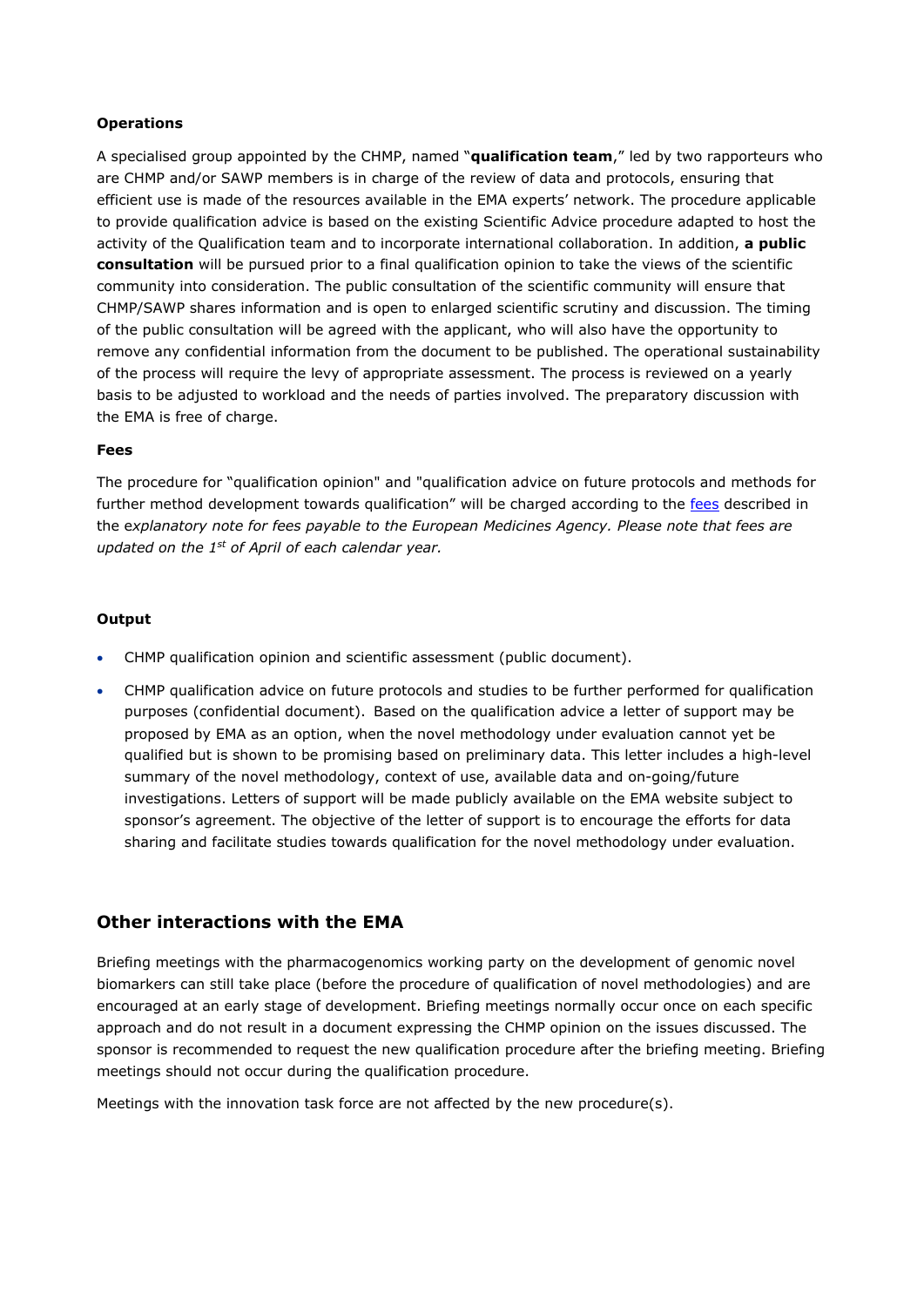**Operations**

A specialised group appointed by the CHMP, named "**qualification team**," led by two rapporteurs who are CHMP and/or SAWP members is in charge of the review of data and protocols, ensuring that efficient use is made of the resources available in the EMA experts' network. The procedure applicable to provide qualification advice is based on the existing Scientific Advice procedure adapted to host the activity of the Qualification team and to incorporate international collaboration. In addition, **a public consultation** will be pursued prior to a final qualification opinion to take the views of the scientific community into consideration. The public consultation of the scientific community will ensure that CHMP/SAWP shares information and is open to enlarged scientific scrutiny and discussion. The timing of the public consultation will be agreed with the applicant, who will also have the opportunity to remove any confidential information from the document to be published. The operational sustainability of the process will require the levy of appropriate assessment. The process is reviewed on a yearly basis to be adjusted to workload and the needs of parties involved. The preparatory discussion with the EMA is free of charge.

**Fees**

The procedure for "qualification opinion" and "qualification advice on future protocols and methods for further method development towards qualification" will be charged according to the fees described in the e*xplanatory note for fees payable to the European Medicines Agency. Please note that fees are updated on the 1st of April of each calendar year.*

**Output**

- CHMP qualification opinion and scientific assessment (public document).
- CHMP qualification advice on future protocols and studies to be further performed for qualification purposes (confidential document). Based on the qualification advice a letter of support may be proposed by EMA as an option, when the novel methodology under evaluation cannot yet be qualified but is shown to be promising based on preliminary data. This letter includes a high-level summary of the novel methodology, context of use, available data and on-going/future investigations. Letters of support will be made publicly available on the EMA website subject to sponsor's agreement. The objective of the letter of support is to encourage the efforts for data sharing and facilitate studies towards qualification for the novel methodology under evaluation.

## Other interactions with the EMA

Briefing meetings with the pharmacogenomics working party on the development of genomic novel biomarkers can still take place (before the procedure of qualification of novel methodologies) and are encouraged at an early stage of development. Briefing meetings normally occur once on each specific approach and do not result in a document expressing the CHMP opinion on the issues discussed. The sponsor is recommended to request the new qualification procedure after the briefing meeting. Briefing meetings should not occur during the qualification procedure.

Meetings with the innovation task force are not affected by the new procedure(s).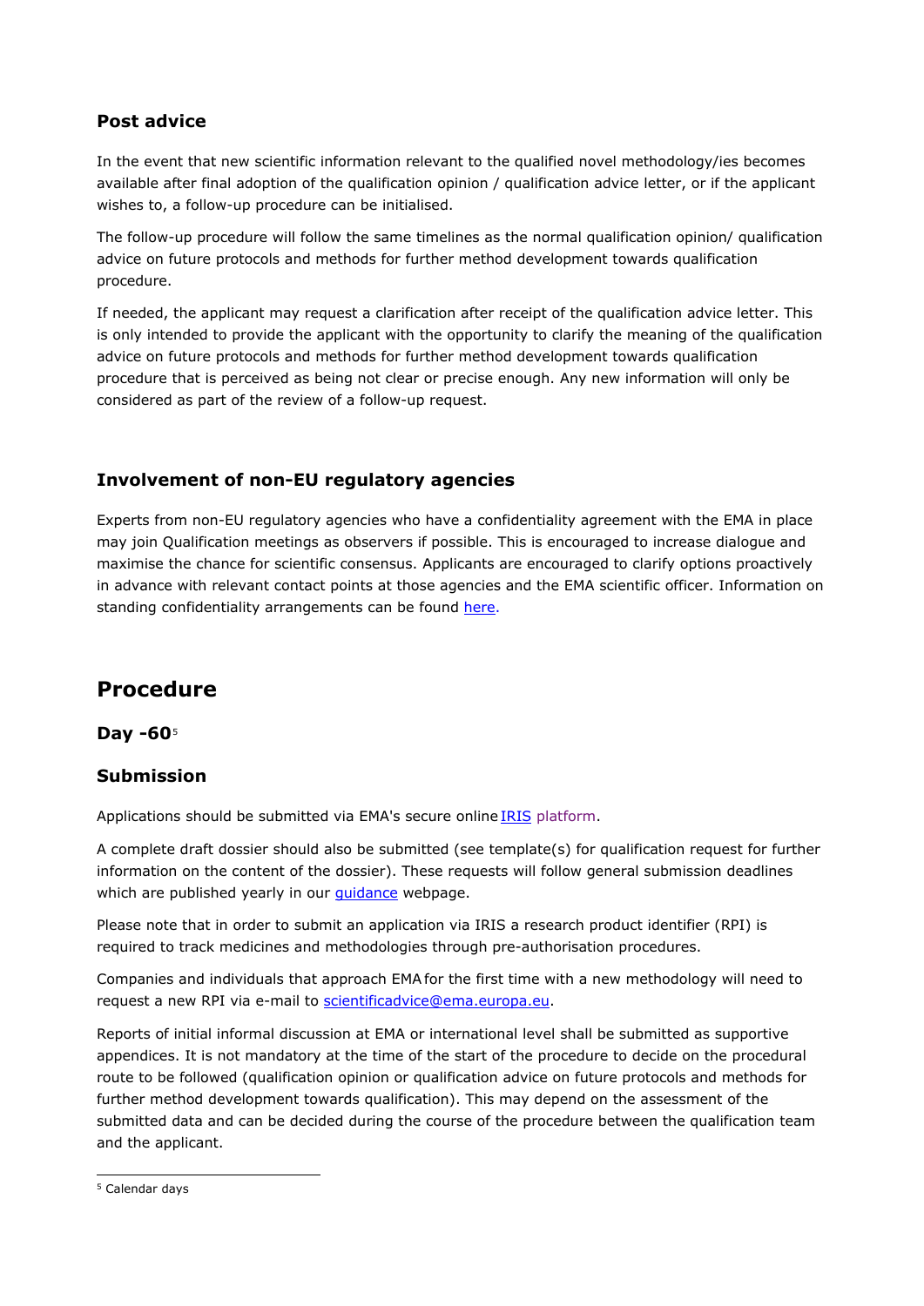### Post advice

In the event that new scientific information relevant to the qualified novel methodology/ies becomes available after final adoption of the qualification opinion / qualification advice letter, or if the applicant wishes to, a follow-up procedure can be initialised.

The follow-up procedure will follow the same timelines as the normal qualification opinion/ qualification advice on future protocols and methods for further method development towards qualification procedure.

If needed, the applicant may request a clarification after receipt of the qualification advice letter. This is only intended to provide the applicant with the opportunity to clarify the meaning of the qualification advice on future protocols and methods for further method development towards qualification procedure that is perceived as being not clear or precise enough. Any new information will only be considered as part of the review of a follow-up request.

### Involvement of non-EU regulatory agencies

Experts from non-EU regulatory agencies who have a confidentiality agreement with the EMA in place may join Qualification meetings as observers if possible. This is encouraged to increase dialogue and maximise the chance for scientific consensus. Applicants are encouraged to clarify options proactively in advance with relevant contact points at those agencies and the EMA scientific officer. Information on standing confidentiality arrangements can be found here.

## Procedure

### Day -60[5]

### Submission

Applications should be submitted via EMA's secure online IRIS platform.

A complete draft dossier should also be submitted (see template(s) for qualification request for further information on the content of the dossier). These requests will follow general submission deadlines which are published yearly in our guidance webpage.

Please note that in order to submit an application via IRIS a research product identifier (RPI) is required to track medicines and methodologies through pre-authorisation procedures.

Companies and individuals that approach EMA for the first time with a new methodology will need to request a new RPI via e-mail to scientificadvice@ema.europa.eu.

Reports of initial informal discussion at EMA or international level shall be submitted as supportive appendices. It is not mandatory at the time of the start of the procedure to decide on the procedural route to be followed (qualification opinion or qualification advice on future protocols and methods for further method development towards qualification). This may depend on the assessment of the submitted data and can be decided during the course of the procedure between the qualification team and the applicant.

[5] Calendar days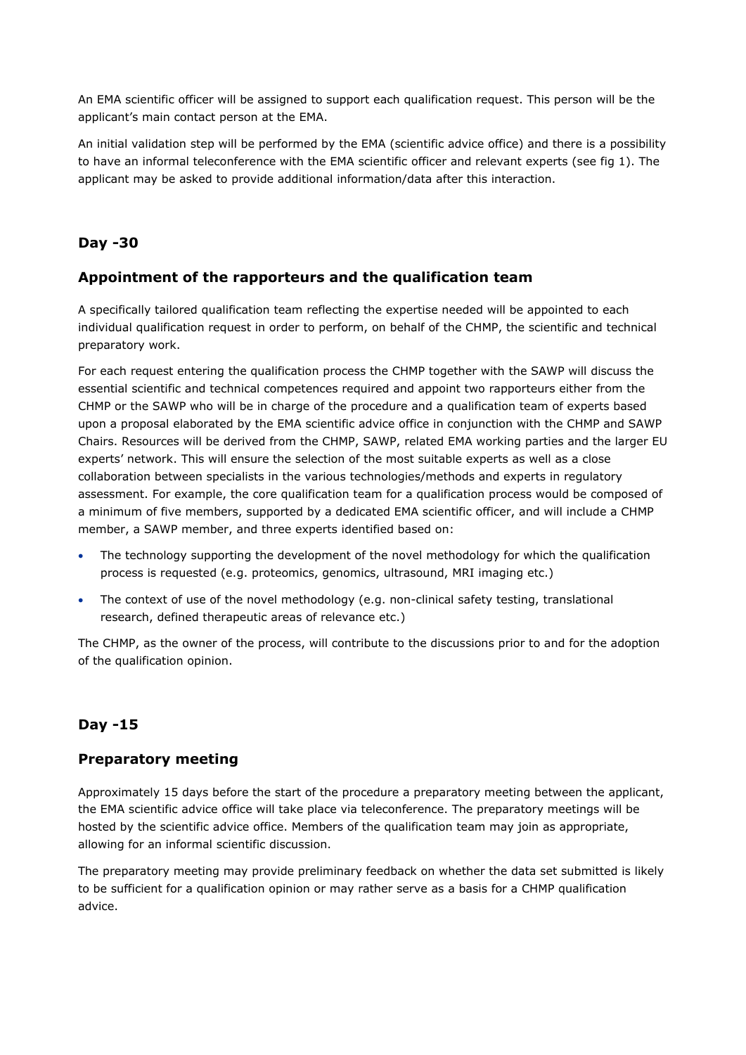An EMA scientific officer will be assigned to support each qualification request. This person will be the applicant's main contact person at the EMA.

An initial validation step will be performed by the EMA (scientific advice office) and there is a possibility to have an informal teleconference with the EMA scientific officer and relevant experts (see fig 1). The applicant may be asked to provide additional information/data after this interaction.

## Day -30

## Appointment of the rapporteurs and the qualification team

A specifically tailored qualification team reflecting the expertise needed will be appointed to each individual qualification request in order to perform, on behalf of the CHMP, the scientific and technical preparatory work.

For each request entering the qualification process the CHMP together with the SAWP will discuss the essential scientific and technical competences required and appoint two rapporteurs either from the CHMP or the SAWP who will be in charge of the procedure and a qualification team of experts based upon a proposal elaborated by the EMA scientific advice office in conjunction with the CHMP and SAWP Chairs. Resources will be derived from the CHMP, SAWP, related EMA working parties and the larger EU experts' network. This will ensure the selection of the most suitable experts as well as a close collaboration between specialists in the various technologies/methods and experts in regulatory assessment. For example, the core qualification team for a qualification process would be composed of a minimum of five members, supported by a dedicated EMA scientific officer, and will include a CHMP member, a SAWP member, and three experts identified based on:

- The technology supporting the development of the novel methodology for which the qualification process is requested (e.g. proteomics, genomics, ultrasound, MRI imaging etc.)
- The context of use of the novel methodology (e.g. non-clinical safety testing, translational research, defined therapeutic areas of relevance etc.)

The CHMP, as the owner of the process, will contribute to the discussions prior to and for the adoption of the qualification opinion.

## Day -15

## Preparatory meeting

Approximately 15 days before the start of the procedure a preparatory meeting between the applicant, the EMA scientific advice office will take place via teleconference. The preparatory meetings will be hosted by the scientific advice office. Members of the qualification team may join as appropriate, allowing for an informal scientific discussion.

The preparatory meeting may provide preliminary feedback on whether the data set submitted is likely to be sufficient for a qualification opinion or may rather serve as a basis for a CHMP qualification advice.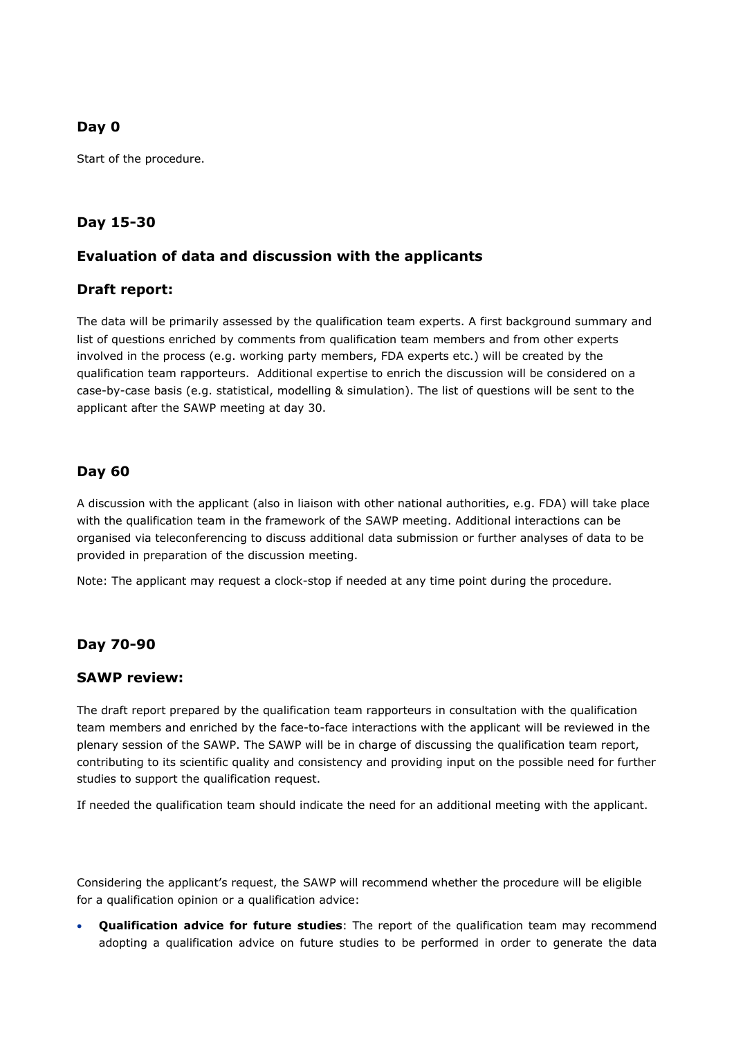### Day 0

Start of the procedure.

### Day 15-30

### Evaluation of data and discussion with the applicants

### Draft report:

The data will be primarily assessed by the qualification team experts. A first background summary and list of questions enriched by comments from qualification team members and from other experts involved in the process (e.g. working party members, FDA experts etc.) will be created by the qualification team rapporteurs. Additional expertise to enrich the discussion will be considered on a case-by-case basis (e.g. statistical, modelling & simulation). The list of questions will be sent to the applicant after the SAWP meeting at day 30.

### Day 60

A discussion with the applicant (also in liaison with other national authorities, e.g. FDA) will take place with the qualification team in the framework of the SAWP meeting. Additional interactions can be organised via teleconferencing to discuss additional data submission or further analyses of data to be provided in preparation of the discussion meeting.

Note: The applicant may request a clock-stop if needed at any time point during the procedure.

### Day 70-90

### SAWP review:

The draft report prepared by the qualification team rapporteurs in consultation with the qualification team members and enriched by the face-to-face interactions with the applicant will be reviewed in the plenary session of the SAWP. The SAWP will be in charge of discussing the qualification team report, contributing to its scientific quality and consistency and providing input on the possible need for further studies to support the qualification request.

If needed the qualification team should indicate the need for an additional meeting with the applicant.

Considering the applicant's request, the SAWP will recommend whether the procedure will be eligible for a qualification opinion or a qualification advice:

- **Qualification advice for future studies**: The report of the qualification team may recommend adopting a qualification advice on future studies to be performed in order to generate the data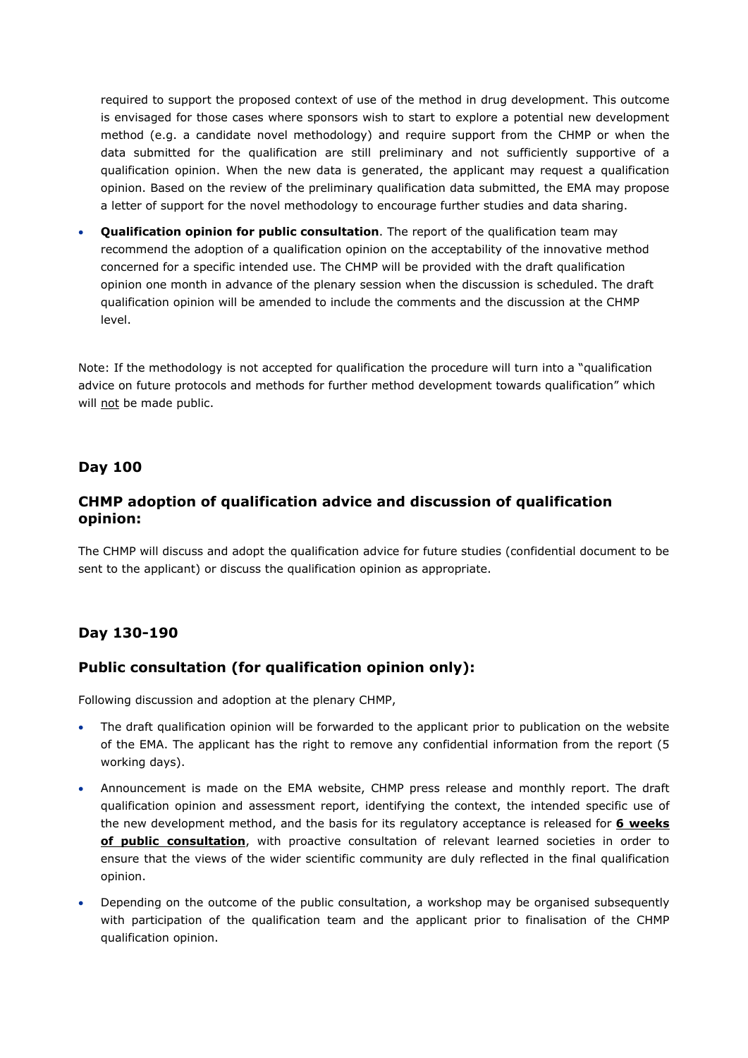required to support the proposed context of use of the method in drug development. This outcome is envisaged for those cases where sponsors wish to start to explore a potential new development method (e.g. a candidate novel methodology) and require support from the CHMP or when the data submitted for the qualification are still preliminary and not sufficiently supportive of a qualification opinion. When the new data is generated, the applicant may request a qualification opinion. Based on the review of the preliminary qualification data submitted, the EMA may propose a letter of support for the novel methodology to encourage further studies and data sharing.

- **Qualification opinion for public consultation**. The report of the qualification team may recommend the adoption of a qualification opinion on the acceptability of the innovative method concerned for a specific intended use. The CHMP will be provided with the draft qualification opinion one month in advance of the plenary session when the discussion is scheduled. The draft qualification opinion will be amended to include the comments and the discussion at the CHMP level.

Note: If the methodology is not accepted for qualification the procedure will turn into a "qualification advice on future protocols and methods for further method development towards qualification" which will <u>not</u> be made public.

### Day 100

### CHMP adoption of qualification advice and discussion of qualification opinion:

The CHMP will discuss and adopt the qualification advice for future studies (confidential document to be sent to the applicant) or discuss the qualification opinion as appropriate.

### Day 130-190

### Public consultation (for qualification opinion only):

Following discussion and adoption at the plenary CHMP,

- The draft qualification opinion will be forwarded to the applicant prior to publication on the website of the EMA. The applicant has the right to remove any confidential information from the report (5 working days).
- Announcement is made on the EMA website, CHMP press release and monthly report. The draft qualification opinion and assessment report, identifying the context, the intended specific use of the new development method, and the basis for its regulatory acceptance is released for <u>**6 weeks of public consultation**</u>, with proactive consultation of relevant learned societies in order to ensure that the views of the wider scientific community are duly reflected in the final qualification opinion.
- Depending on the outcome of the public consultation, a workshop may be organised subsequently with participation of the qualification team and the applicant prior to finalisation of the CHMP qualification opinion.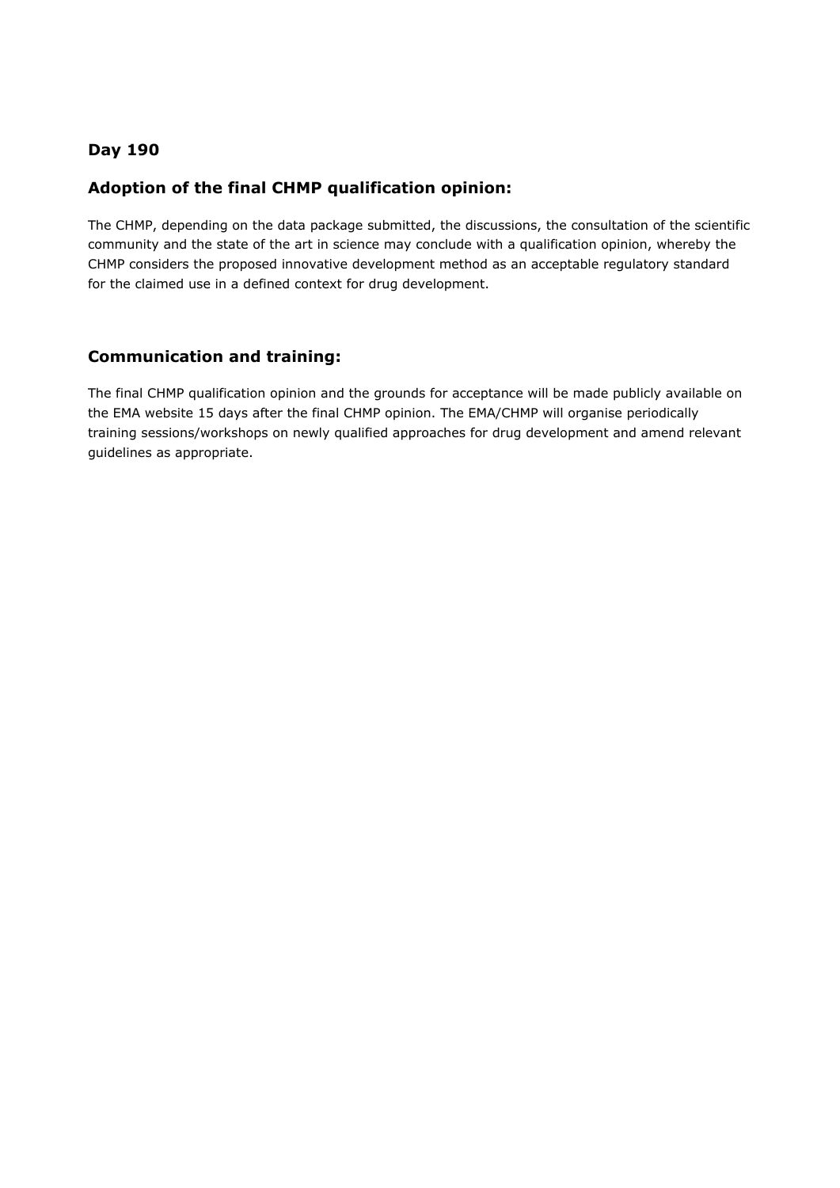### Day 190

### Adoption of the final CHMP qualification opinion:

The CHMP, depending on the data package submitted, the discussions, the consultation of the scientific community and the state of the art in science may conclude with a qualification opinion, whereby the CHMP considers the proposed innovative development method as an acceptable regulatory standard for the claimed use in a defined context for drug development.

### Communication and training:

The final CHMP qualification opinion and the grounds for acceptance will be made publicly available on the EMA website 15 days after the final CHMP opinion. The EMA/CHMP will organise periodically training sessions/workshops on newly qualified approaches for drug development and amend relevant guidelines as appropriate.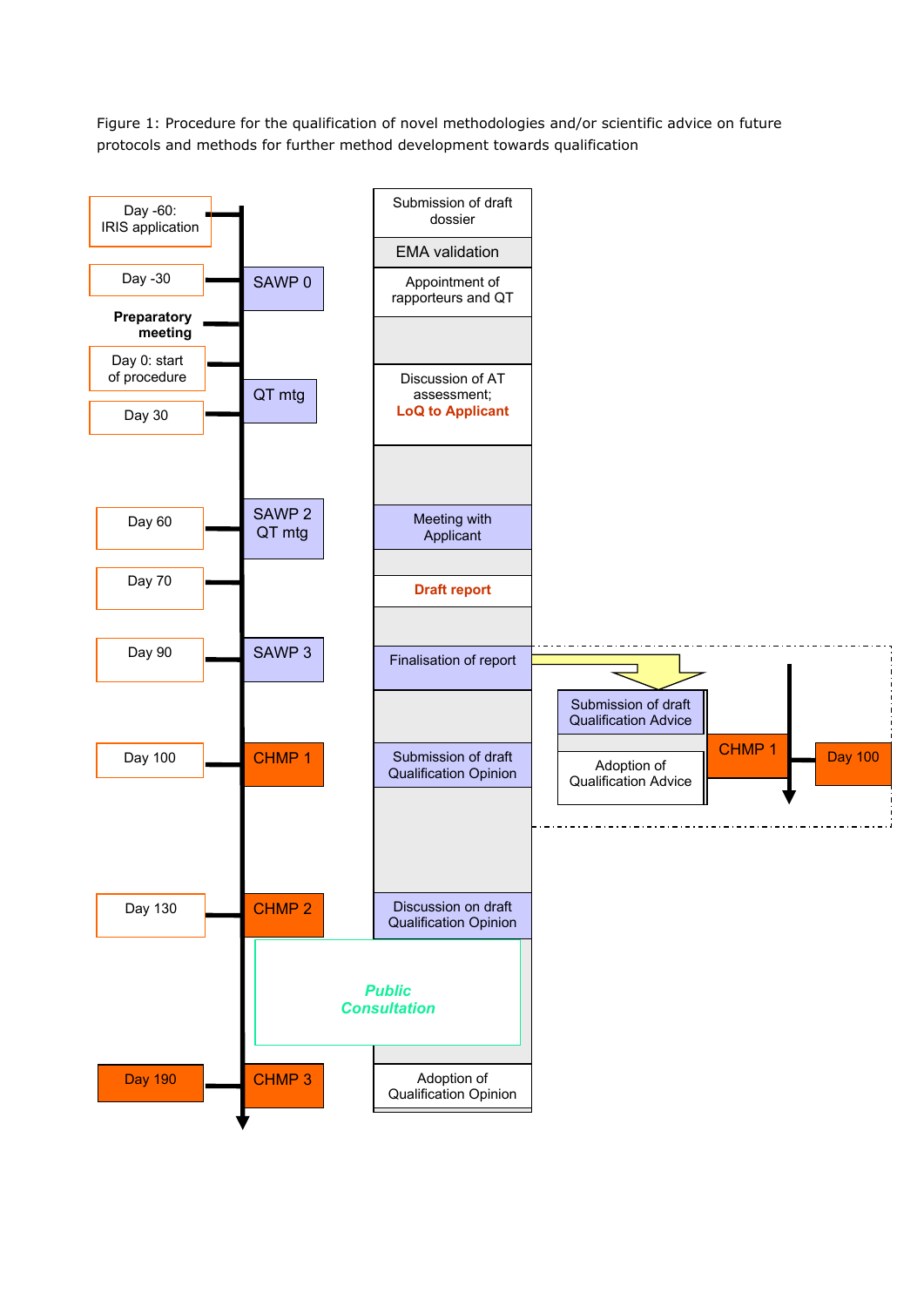Figure 1: Procedure for the qualification of novel methodologies and/or scientific advice on future protocols and methods for further method development towards qualification

| Timeline | Meeting | Step |
| --- | --- | --- |
| Day -60: IRIS application | | Submission of draft dossier |
| | | EMA validation |
| Day -30 | SAWP 0 | Appointment of rapporteurs and QT |
| Preparatory meeting | | |
| Day 0: start of procedure | | |
| Day 30 | QT mtg | Discussion of AT assessment; **LoQ to Applicant** |
| Day 60 | SAWP 2 QT mtg | Meeting with Applicant |
| Day 70 | | **Draft report** |
| Day 90 | SAWP 3 | Finalisation of report |
| Day 100 | CHMP 1 | Submission of draft Qualification Opinion |
| Day 130 | CHMP 2 | Discussion on draft Qualification Opinion |
| | ***Public Consultation*** | |
| Day 190 | CHMP 3 | Adoption of Qualification Opinion |

Alternative path from Finalisation of report (Qualification Advice):

| Step | Meeting | Timeline |
| --- | --- | --- |
| Submission of draft Qualification Advice | CHMP 1 | Day 100 |
| Adoption of Qualification Advice | | |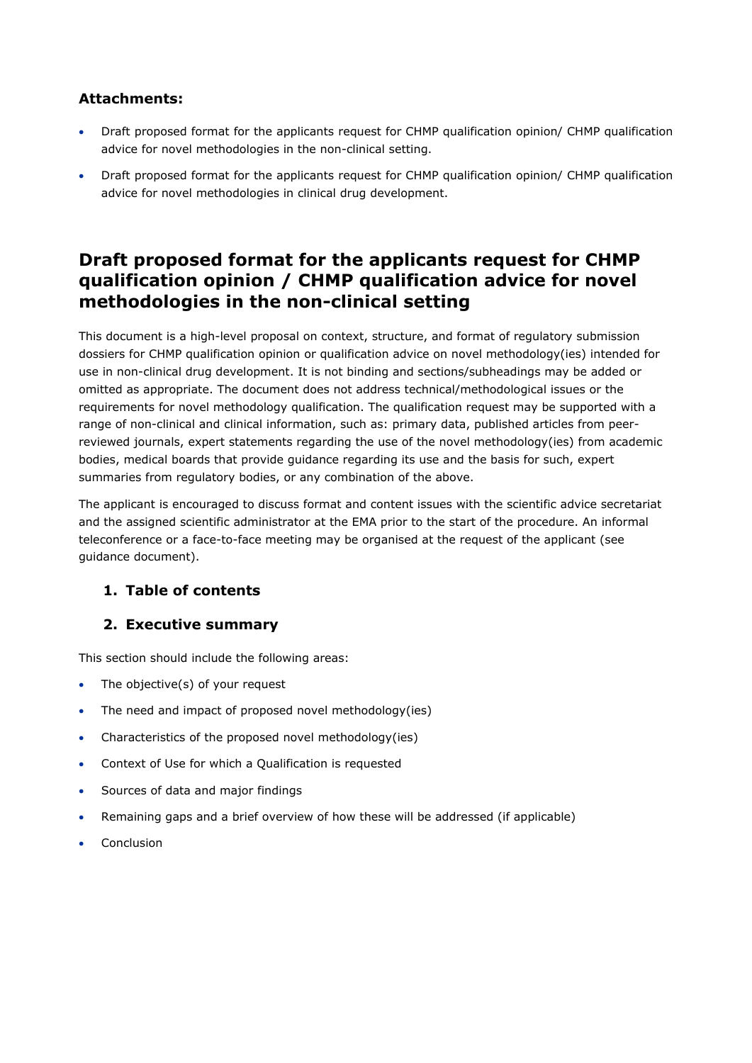**Attachments:**

- Draft proposed format for the applicants request for CHMP qualification opinion/ CHMP qualification advice for novel methodologies in the non-clinical setting.
- Draft proposed format for the applicants request for CHMP qualification opinion/ CHMP qualification advice for novel methodologies in clinical drug development.

# Draft proposed format for the applicants request for CHMP qualification opinion / CHMP qualification advice for novel methodologies in the non-clinical setting

This document is a high-level proposal on context, structure, and format of regulatory submission dossiers for CHMP qualification opinion or qualification advice on novel methodology(ies) intended for use in non-clinical drug development. It is not binding and sections/subheadings may be added or omitted as appropriate. The document does not address technical/methodological issues or the requirements for novel methodology qualification. The qualification request may be supported with a range of non-clinical and clinical information, such as: primary data, published articles from peer-reviewed journals, expert statements regarding the use of the novel methodology(ies) from academic bodies, medical boards that provide guidance regarding its use and the basis for such, expert summaries from regulatory bodies, or any combination of the above.

The applicant is encouraged to discuss format and content issues with the scientific advice secretariat and the assigned scientific administrator at the EMA prior to the start of the procedure. An informal teleconference or a face-to-face meeting may be organised at the request of the applicant (see guidance document).

## 1. Table of contents

## 2. Executive summary

This section should include the following areas:

- The objective(s) of your request
- The need and impact of proposed novel methodology(ies)
- Characteristics of the proposed novel methodology(ies)
- Context of Use for which a Qualification is requested
- Sources of data and major findings
- Remaining gaps and a brief overview of how these will be addressed (if applicable)
- Conclusion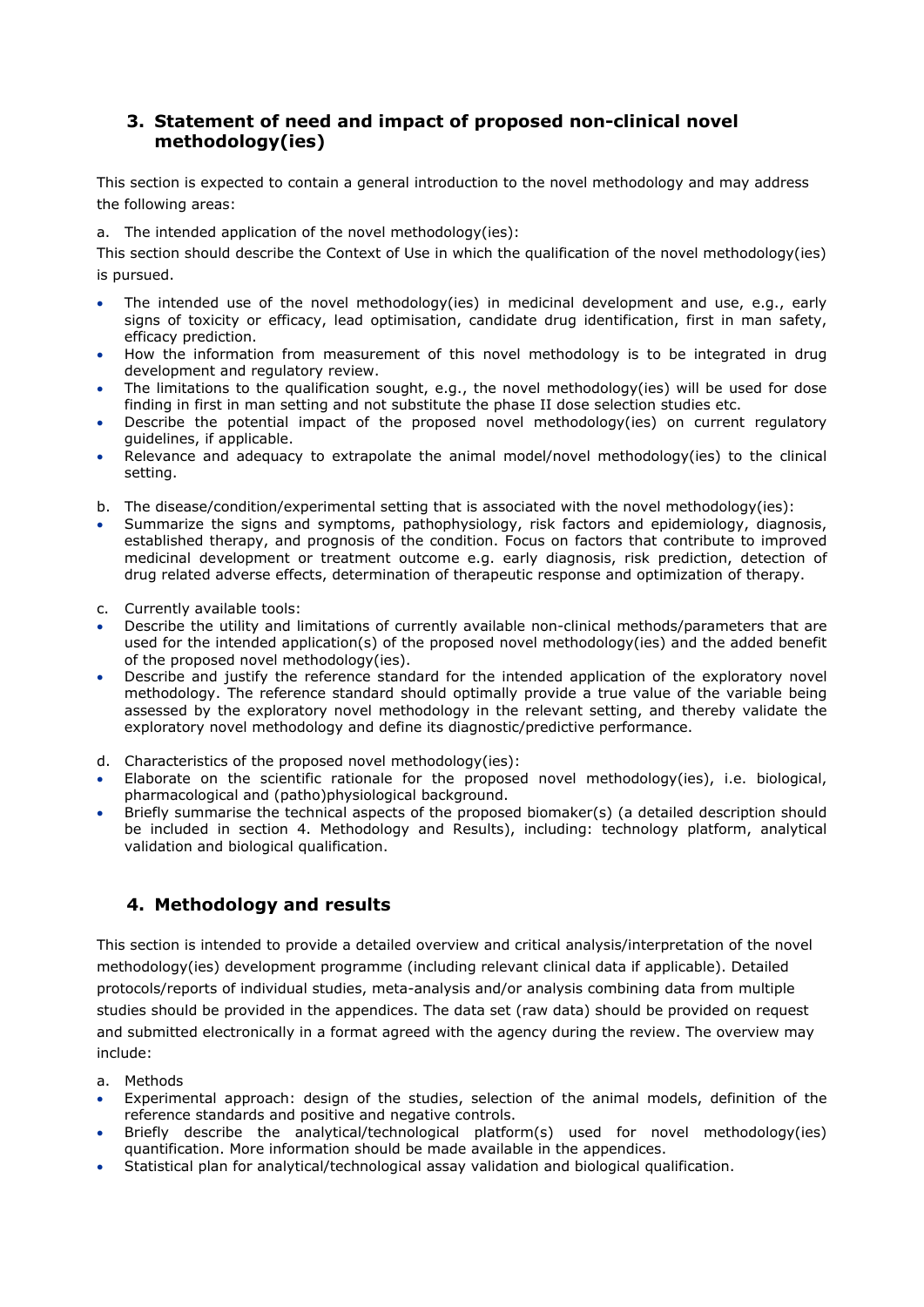## 3. Statement of need and impact of proposed non-clinical novel methodology(ies)

This section is expected to contain a general introduction to the novel methodology and may address the following areas:

a. The intended application of the novel methodology(ies):

This section should describe the Context of Use in which the qualification of the novel methodology(ies) is pursued.

- The intended use of the novel methodology(ies) in medicinal development and use, e.g., early signs of toxicity or efficacy, lead optimisation, candidate drug identification, first in man safety, efficacy prediction.
- How the information from measurement of this novel methodology is to be integrated in drug development and regulatory review.
- The limitations to the qualification sought, e.g., the novel methodology(ies) will be used for dose finding in first in man setting and not substitute the phase II dose selection studies etc.
- Describe the potential impact of the proposed novel methodology(ies) on current regulatory guidelines, if applicable.
- Relevance and adequacy to extrapolate the animal model/novel methodology(ies) to the clinical setting.

b. The disease/condition/experimental setting that is associated with the novel methodology(ies):

- Summarize the signs and symptoms, pathophysiology, risk factors and epidemiology, diagnosis, established therapy, and prognosis of the condition. Focus on factors that contribute to improved medicinal development or treatment outcome e.g. early diagnosis, risk prediction, detection of drug related adverse effects, determination of therapeutic response and optimization of therapy.

c. Currently available tools:

- Describe the utility and limitations of currently available non-clinical methods/parameters that are used for the intended application(s) of the proposed novel methodology(ies) and the added benefit of the proposed novel methodology(ies).
- Describe and justify the reference standard for the intended application of the exploratory novel methodology. The reference standard should optimally provide a true value of the variable being assessed by the exploratory novel methodology in the relevant setting, and thereby validate the exploratory novel methodology and define its diagnostic/predictive performance.

d. Characteristics of the proposed novel methodology(ies):

- Elaborate on the scientific rationale for the proposed novel methodology(ies), i.e. biological, pharmacological and (patho)physiological background.
- Briefly summarise the technical aspects of the proposed biomaker(s) (a detailed description should be included in section 4. Methodology and Results), including: technology platform, analytical validation and biological qualification.

## 4. Methodology and results

This section is intended to provide a detailed overview and critical analysis/interpretation of the novel methodology(ies) development programme (including relevant clinical data if applicable). Detailed protocols/reports of individual studies, meta-analysis and/or analysis combining data from multiple studies should be provided in the appendices. The data set (raw data) should be provided on request and submitted electronically in a format agreed with the agency during the review. The overview may include:

a. Methods

- Experimental approach: design of the studies, selection of the animal models, definition of the reference standards and positive and negative controls.
- Briefly describe the analytical/technological platform(s) used for novel methodology(ies) quantification. More information should be made available in the appendices.
- Statistical plan for analytical/technological assay validation and biological qualification.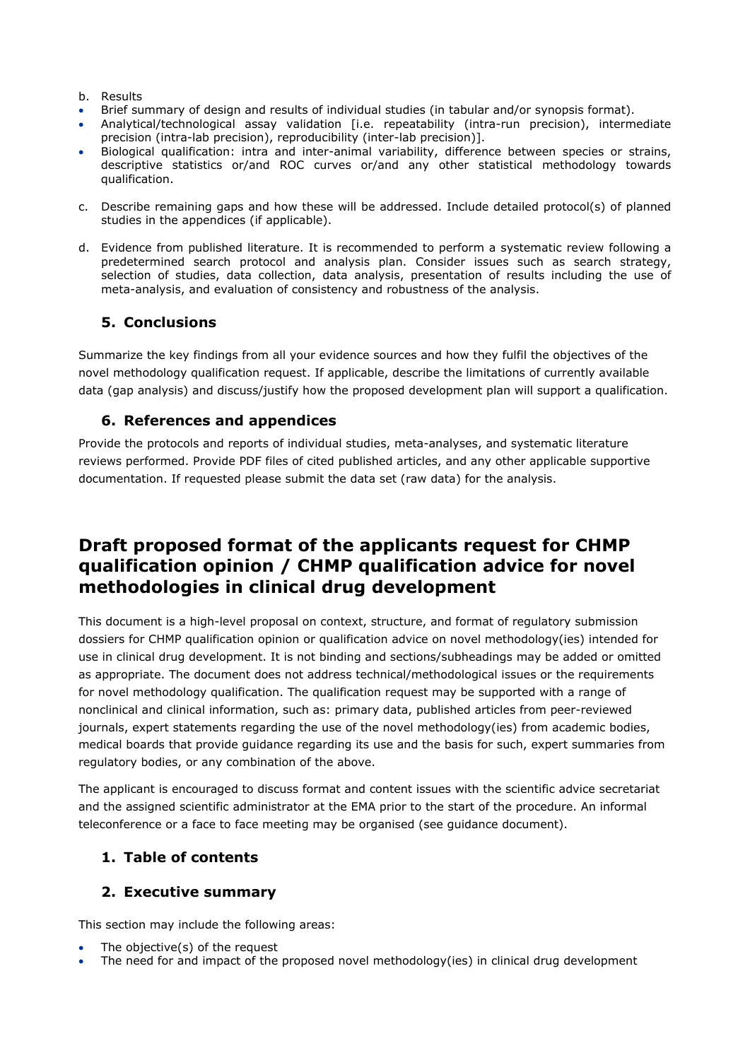b. Results

- Brief summary of design and results of individual studies (in tabular and/or synopsis format).
- Analytical/technological assay validation [i.e. repeatability (intra-run precision), intermediate precision (intra-lab precision), reproducibility (inter-lab precision)].
- Biological qualification: intra and inter-animal variability, difference between species or strains, descriptive statistics or/and ROC curves or/and any other statistical methodology towards qualification.

c. Describe remaining gaps and how these will be addressed. Include detailed protocol(s) of planned studies in the appendices (if applicable).

d. Evidence from published literature. It is recommended to perform a systematic review following a predetermined search protocol and analysis plan. Consider issues such as search strategy, selection of studies, data collection, data analysis, presentation of results including the use of meta-analysis, and evaluation of consistency and robustness of the analysis.

### 5. Conclusions

Summarize the key findings from all your evidence sources and how they fulfil the objectives of the novel methodology qualification request. If applicable, describe the limitations of currently available data (gap analysis) and discuss/justify how the proposed development plan will support a qualification.

### 6. References and appendices

Provide the protocols and reports of individual studies, meta-analyses, and systematic literature reviews performed. Provide PDF files of cited published articles, and any other applicable supportive documentation. If requested please submit the data set (raw data) for the analysis.

## Draft proposed format of the applicants request for CHMP qualification opinion / CHMP qualification advice for novel methodologies in clinical drug development

This document is a high-level proposal on context, structure, and format of regulatory submission dossiers for CHMP qualification opinion or qualification advice on novel methodology(ies) intended for use in clinical drug development. It is not binding and sections/subheadings may be added or omitted as appropriate. The document does not address technical/methodological issues or the requirements for novel methodology qualification. The qualification request may be supported with a range of nonclinical and clinical information, such as: primary data, published articles from peer-reviewed journals, expert statements regarding the use of the novel methodology(ies) from academic bodies, medical boards that provide guidance regarding its use and the basis for such, expert summaries from regulatory bodies, or any combination of the above.

The applicant is encouraged to discuss format and content issues with the scientific advice secretariat and the assigned scientific administrator at the EMA prior to the start of the procedure. An informal teleconference or a face to face meeting may be organised (see guidance document).

### 1. Table of contents

### 2. Executive summary

This section may include the following areas:

- The objective(s) of the request
- The need for and impact of the proposed novel methodology(ies) in clinical drug development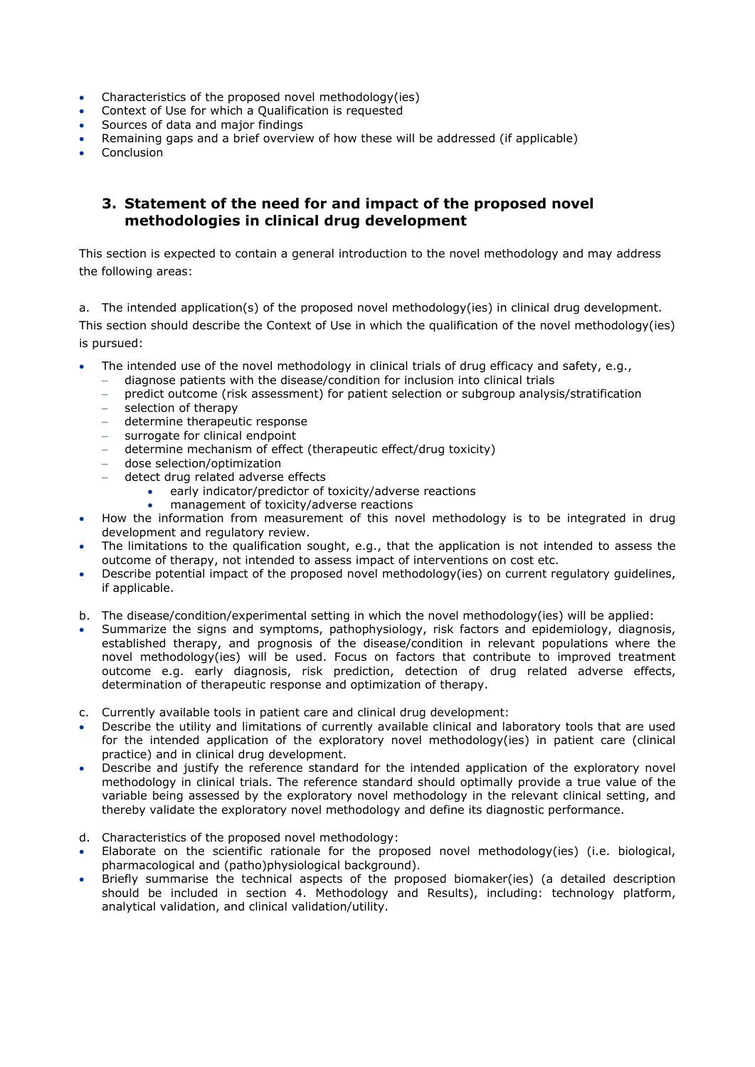- Characteristics of the proposed novel methodology(ies)
- Context of Use for which a Qualification is requested
- Sources of data and major findings
- Remaining gaps and a brief overview of how these will be addressed (if applicable)
- Conclusion

## 3. Statement of the need for and impact of the proposed novel methodologies in clinical drug development

This section is expected to contain a general introduction to the novel methodology and may address the following areas:

a. The intended application(s) of the proposed novel methodology(ies) in clinical drug development.

This section should describe the Context of Use in which the qualification of the novel methodology(ies) is pursued:

- The intended use of the novel methodology in clinical trials of drug efficacy and safety, e.g.,
  - diagnose patients with the disease/condition for inclusion into clinical trials
  - predict outcome (risk assessment) for patient selection or subgroup analysis/stratification
  - selection of therapy
  - determine therapeutic response
  - surrogate for clinical endpoint
  - determine mechanism of effect (therapeutic effect/drug toxicity)
  - dose selection/optimization
  - detect drug related adverse effects
    - early indicator/predictor of toxicity/adverse reactions
    - management of toxicity/adverse reactions
- How the information from measurement of this novel methodology is to be integrated in drug development and regulatory review.
- The limitations to the qualification sought, e.g., that the application is not intended to assess the outcome of therapy, not intended to assess impact of interventions on cost etc.
- Describe potential impact of the proposed novel methodology(ies) on current regulatory guidelines, if applicable.

b. The disease/condition/experimental setting in which the novel methodology(ies) will be applied:

- Summarize the signs and symptoms, pathophysiology, risk factors and epidemiology, diagnosis, established therapy, and prognosis of the disease/condition in relevant populations where the novel methodology(ies) will be used. Focus on factors that contribute to improved treatment outcome e.g. early diagnosis, risk prediction, detection of drug related adverse effects, determination of therapeutic response and optimization of therapy.

c. Currently available tools in patient care and clinical drug development:

- Describe the utility and limitations of currently available clinical and laboratory tools that are used for the intended application of the exploratory novel methodology(ies) in patient care (clinical practice) and in clinical drug development.
- Describe and justify the reference standard for the intended application of the exploratory novel methodology in clinical trials. The reference standard should optimally provide a true value of the variable being assessed by the exploratory novel methodology in the relevant clinical setting, and thereby validate the exploratory novel methodology and define its diagnostic performance.

d. Characteristics of the proposed novel methodology:

- Elaborate on the scientific rationale for the proposed novel methodology(ies) (i.e. biological, pharmacological and (patho)physiological background).
- Briefly summarise the technical aspects of the proposed biomaker(ies) (a detailed description should be included in section 4. Methodology and Results), including: technology platform, analytical validation, and clinical validation/utility.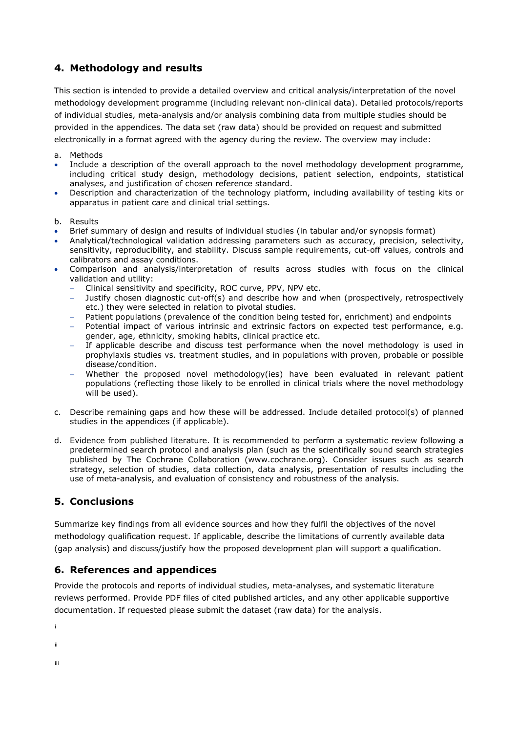## 4. Methodology and results

This section is intended to provide a detailed overview and critical analysis/interpretation of the novel methodology development programme (including relevant non-clinical data). Detailed protocols/reports of individual studies, meta-analysis and/or analysis combining data from multiple studies should be provided in the appendices. The data set (raw data) should be provided on request and submitted electronically in a format agreed with the agency during the review. The overview may include:

a. Methods

- Include a description of the overall approach to the novel methodology development programme, including critical study design, methodology decisions, patient selection, endpoints, statistical analyses, and justification of chosen reference standard.
- Description and characterization of the technology platform, including availability of testing kits or apparatus in patient care and clinical trial settings.

b. Results

- Brief summary of design and results of individual studies (in tabular and/or synopsis format)
- Analytical/technological validation addressing parameters such as accuracy, precision, selectivity, sensitivity, reproducibility, and stability. Discuss sample requirements, cut-off values, controls and calibrators and assay conditions.
- Comparison and analysis/interpretation of results across studies with focus on the clinical validation and utility:
  - Clinical sensitivity and specificity, ROC curve, PPV, NPV etc.
  - Justify chosen diagnostic cut-off(s) and describe how and when (prospectively, retrospectively etc.) they were selected in relation to pivotal studies.
  - Patient populations (prevalence of the condition being tested for, enrichment) and endpoints
  - Potential impact of various intrinsic and extrinsic factors on expected test performance, e.g. gender, age, ethnicity, smoking habits, clinical practice etc.
  - If applicable describe and discuss test performance when the novel methodology is used in prophylaxis studies vs. treatment studies, and in populations with proven, probable or possible disease/condition.
  - Whether the proposed novel methodology(ies) have been evaluated in relevant patient populations (reflecting those likely to be enrolled in clinical trials where the novel methodology will be used).

c. Describe remaining gaps and how these will be addressed. Include detailed protocol(s) of planned studies in the appendices (if applicable).

d. Evidence from published literature. It is recommended to perform a systematic review following a predetermined search protocol and analysis plan (such as the scientifically sound search strategies published by The Cochrane Collaboration (www.cochrane.org). Consider issues such as search strategy, selection of studies, data collection, data analysis, presentation of results including the use of meta-analysis, and evaluation of consistency and robustness of the analysis.

## 5. Conclusions

Summarize key findings from all evidence sources and how they fulfil the objectives of the novel methodology qualification request. If applicable, describe the limitations of currently available data (gap analysis) and discuss/justify how the proposed development plan will support a qualification.

## 6. References and appendices

Provide the protocols and reports of individual studies, meta-analyses, and systematic literature reviews performed. Provide PDF files of cited published articles, and any other applicable supportive documentation. If requested please submit the dataset (raw data) for the analysis.

i

ii

iii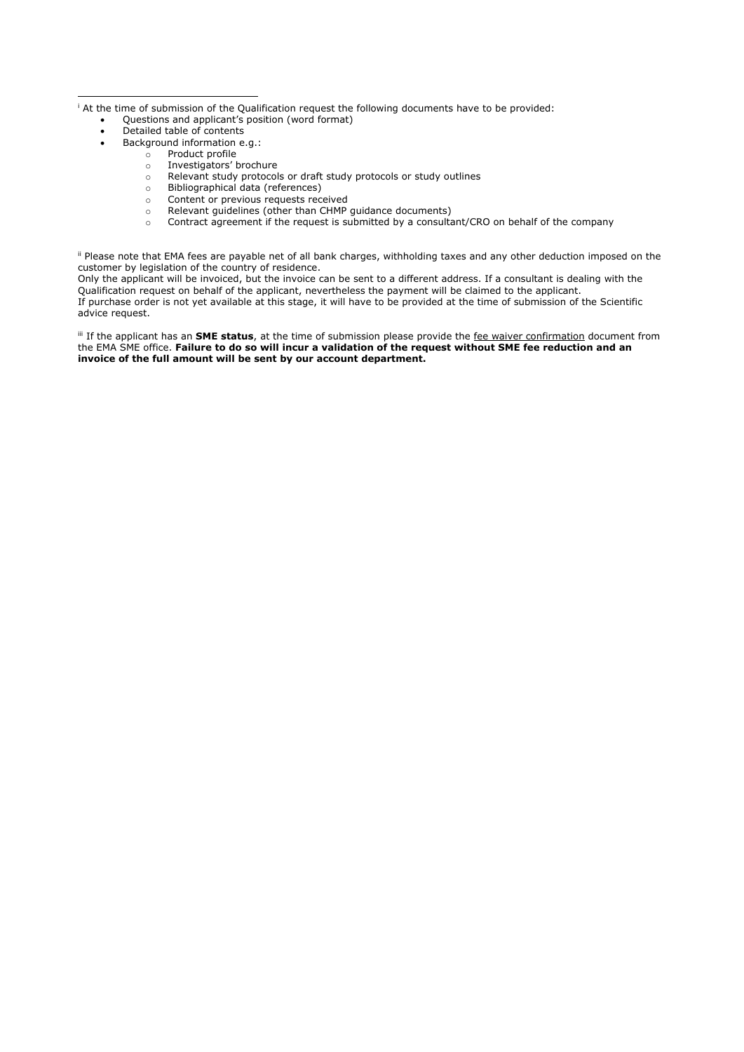[i] At the time of submission of the Qualification request the following documents have to be provided:

- Questions and applicant's position (word format)
- Detailed table of contents
- Background information e.g.:
  - Product profile
  - Investigators' brochure
  - Relevant study protocols or draft study protocols or study outlines
  - Bibliographical data (references)
  - Content or previous requests received
  - Relevant guidelines (other than CHMP guidance documents)
  - Contract agreement if the request is submitted by a consultant/CRO on behalf of the company

[ii] Please note that EMA fees are payable net of all bank charges, withholding taxes and any other deduction imposed on the customer by legislation of the country of residence.
Only the applicant will be invoiced, but the invoice can be sent to a different address. If a consultant is dealing with the Qualification request on behalf of the applicant, nevertheless the payment will be claimed to the applicant.
If purchase order is not yet available at this stage, it will have to be provided at the time of submission of the Scientific advice request.

[iii] If the applicant has an **SME status**, at the time of submission please provide the fee waiver confirmation document from the EMA SME office. **Failure to do so will incur a validation of the request without SME fee reduction and an invoice of the full amount will be sent by our account department.**